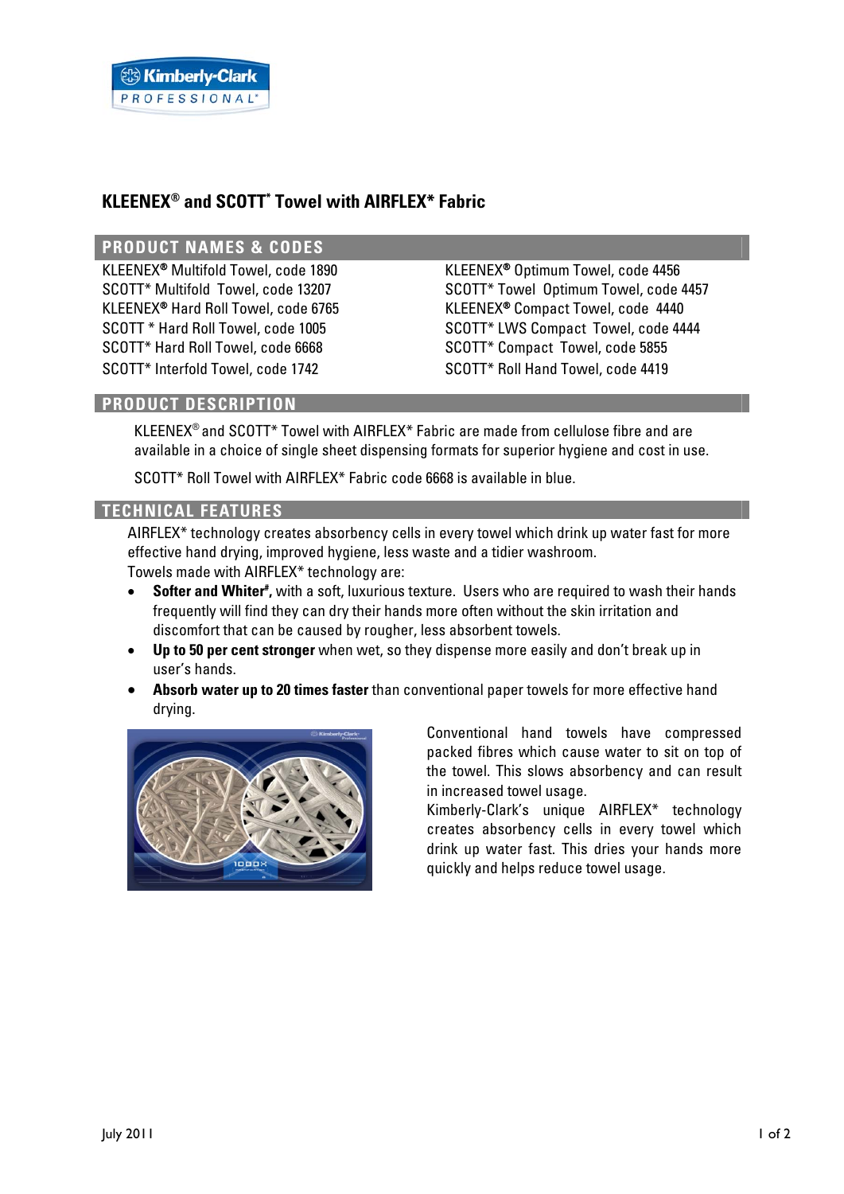# KLEENEX® and SCOTT* Towel with AIRFLEX* Fabric

## PRODUCT NAMES & CODES

KLEENEX® Multifold Towel, code 1890
SCOTT* Multifold Towel, code 13207
KLEENEX® Hard Roll Towel, code 6765
SCOTT * Hard Roll Towel, code 1005
SCOTT* Hard Roll Towel, code 6668
SCOTT* Interfold Towel, code 1742
KLEENEX® Optimum Towel, code 4456
SCOTT* Towel Optimum Towel, code 4457
KLEENEX® Compact Towel, code 4440
SCOTT* LWS Compact Towel, code 4444
SCOTT* Compact Towel, code 5855
SCOTT* Roll Hand Towel, code 4419

## PRODUCT DESCRIPTION

KLEENEX® and SCOTT* Towel with AIRFLEX* Fabric are made from cellulose fibre and are available in a choice of single sheet dispensing formats for superior hygiene and cost in use.

SCOTT* Roll Towel with AIRFLEX* Fabric code 6668 is available in blue.

## TECHNICAL FEATURES

AIRFLEX* technology creates absorbency cells in every towel which drink up water fast for more effective hand drying, improved hygiene, less waste and a tidier washroom.
Towels made with AIRFLEX* technology are:

- **Softer and Whiter#,** with a soft, luxurious texture. Users who are required to wash their hands frequently will find they can dry their hands more often without the skin irritation and discomfort that can be caused by rougher, less absorbent towels.
- **Up to 50 per cent stronger** when wet, so they dispense more easily and don't break up in user's hands.
- **Absorb water up to 20 times faster** than conventional paper towels for more effective hand drying.

Conventional hand towels have compressed packed fibres which cause water to sit on top of the towel. This slows absorbency and can result in increased towel usage.
Kimberly-Clark's unique AIRFLEX* technology creates absorbency cells in every towel which drink up water fast. This dries your hands more quickly and helps reduce towel usage.

July 2011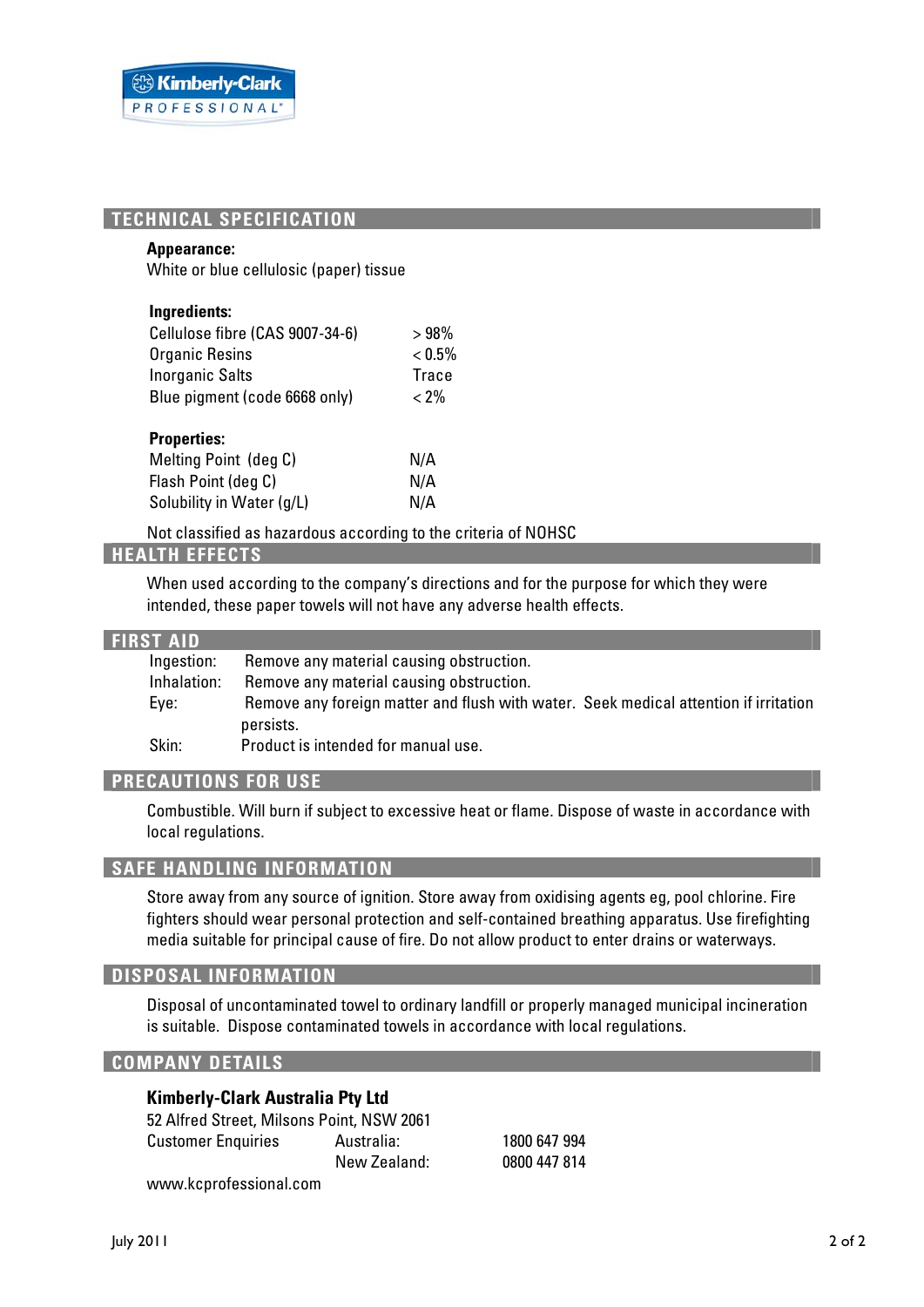Kimberly-Clark PROFESSIONAL

## TECHNICAL SPECIFICATION

**Appearance:**
White or blue cellulosic (paper) tissue

**Ingredients:**

| | |
|---|---|
| Cellulose fibre (CAS 9007-34-6) | > 98% |
| Organic Resins | < 0.5% |
| Inorganic Salts | Trace |
| Blue pigment (code 6668 only) | < 2% |

**Properties:**

| | |
|---|---|
| Melting Point (deg C) | N/A |
| Flash Point (deg C) | N/A |
| Solubility in Water (g/L) | N/A |

Not classified as hazardous according to the criteria of NOHSC

## HEALTH EFFECTS

When used according to the company's directions and for the purpose for which they were intended, these paper towels will not have any adverse health effects.

## FIRST AID

| | |
|---|---|
| Ingestion: | Remove any material causing obstruction. |
| Inhalation: | Remove any material causing obstruction. |
| Eye: | Remove any foreign matter and flush with water. Seek medical attention if irritation persists. |
| Skin: | Product is intended for manual use. |

## PRECAUTIONS FOR USE

Combustible. Will burn if subject to excessive heat or flame. Dispose of waste in accordance with local regulations.

## SAFE HANDLING INFORMATION

Store away from any source of ignition. Store away from oxidising agents eg, pool chlorine. Fire fighters should wear personal protection and self-contained breathing apparatus. Use firefighting media suitable for principal cause of fire. Do not allow product to enter drains or waterways.

## DISPOSAL INFORMATION

Disposal of uncontaminated towel to ordinary landfill or properly managed municipal incineration is suitable. Dispose contaminated towels in accordance with local regulations.

## COMPANY DETAILS

**Kimberly-Clark Australia Pty Ltd**
52 Alfred Street, Milsons Point, NSW 2061

| | | |
|---|---|---|
| Customer Enquiries | Australia: | 1800 647 994 |
| | New Zealand: | 0800 447 814 |

www.kcprofessional.com

July 2011